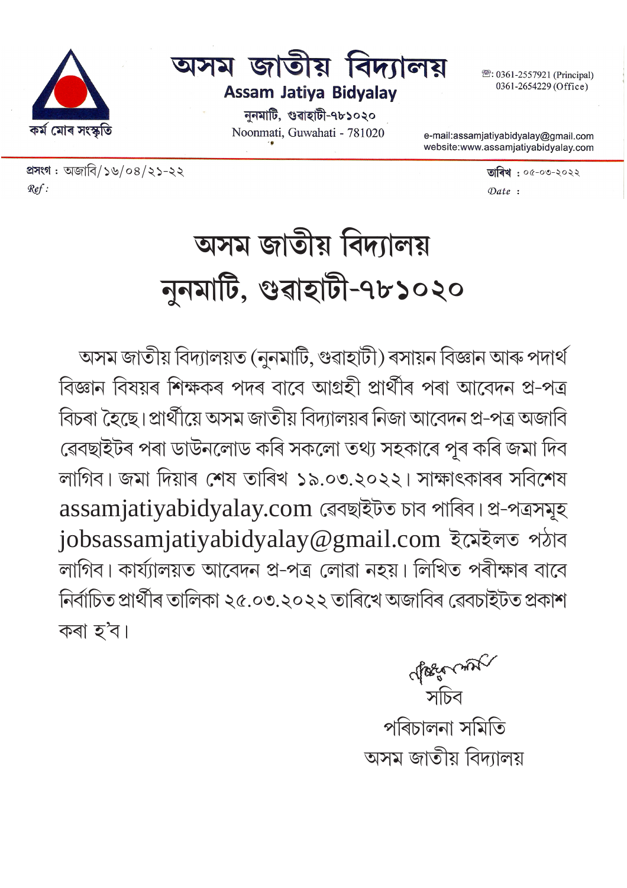# অসম জাতীয় বিদ্যালয়

**Assam Jatiya Bidyalay**

নুনমাটি, গুৱাহাটী-৭৮১০২০

Noonmati, Guwahati - 781020

কৰ্ম মোৰ সংস্কৃতি

☏: 0361-2557921 (Principal)
0361-2654229 (Office)

e-mail:assamjatiyabidyalay@gmail.com
website:www.assamjatiyabidyalay.com

**প্ৰসংগ :** অজাবি/১৬/০৪/২১-২২
*Ref :*

**তাৰিখ :** ০৫-০৩-২০২২
*Date :*

## অসম জাতীয় বিদ্যালয়
## নুনমাটি, গুৱাহাটী-৭৮১০২০

অসম জাতীয় বিদ্যালয়ত (নুনমাটি, গুৱাহাটী) ৰসায়ন বিজ্ঞান আৰু পদাৰ্থ বিজ্ঞান বিষয়ৰ শিক্ষকৰ পদৰ বাবে আগ্ৰহী প্ৰাৰ্থীৰ পৰা আবেদন প্ৰ-পত্ৰ বিচৰা হৈছে। প্ৰাৰ্থীয়ে অসম জাতীয় বিদ্যালয়ৰ নিজা আবেদন প্ৰ-পত্ৰ অজাবি ৱেবছাইটৰ পৰা ডাউনলোড কৰি সকলো তথ্য সহকাৰে পূৰ কৰি জমা দিব লাগিব। জমা দিয়াৰ শেষ তাৰিখ ১৯.০৩.২০২২। সাক্ষাৎকাৰৰ সবিশেষ assamjatiyabidyalay.com ৱেবছাইটত চাব পাৰিব। প্ৰ-পত্ৰসমূহ jobsassamjatiyabidyalay@gmail.com ইমেইলত পঠাব লাগিব। কাৰ্য্যালয়ত আবেদন প্ৰ-পত্ৰ লোৱা নহয়। লিখিত পৰীক্ষাৰ বাবে নিৰ্বাচিত প্ৰাৰ্থীৰ তালিকা ২৫.০৩.২০২২ তাৰিখে অজাবিৰ ৱেবচাইটত প্ৰকাশ কৰা হ'ব।

সচিব
পৰিচালনা সমিতি
অসম জাতীয় বিদ্যালয়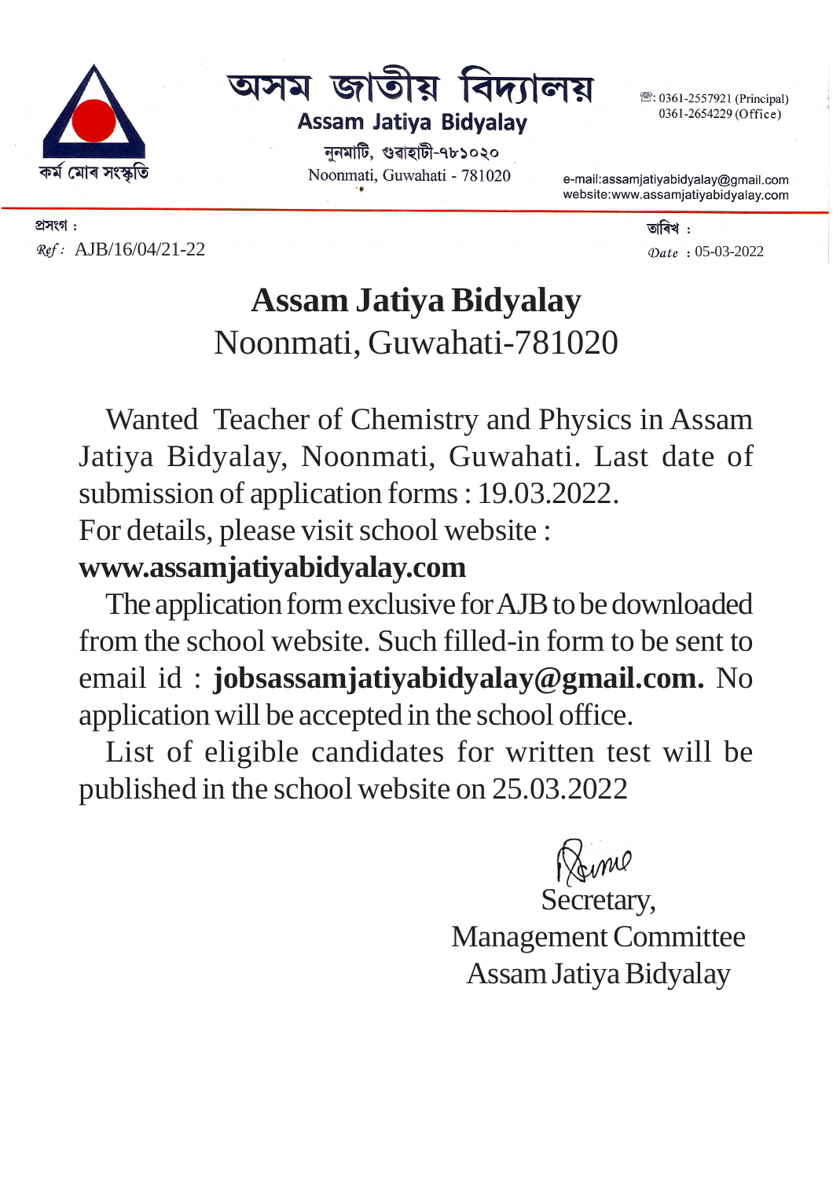অসম জাতীয় বিদ্যালয়

**Assam Jatiya Bidyalay**

নুনমাটি, গুৱাহাটী-৭৮১০২০

Noonmati, Guwahati - 781020

কৰ্ম মোৰ সংস্কৃতি

☏: 0361-2557921 (Principal)
0361-2654229 (Office)

e-mail:assamjatiyabidyalay@gmail.com
website:www.assamjatiyabidyalay.com

প্ৰসংগ :
*Ref :* AJB/16/04/21-22

তাৰিখ :
*Date* : 05-03-2022

# Assam Jatiya Bidyalay

## Noonmati, Guwahati-781020

Wanted Teacher of Chemistry and Physics in Assam Jatiya Bidyalay, Noonmati, Guwahati. Last date of submission of application forms : 19.03.2022.

For details, please visit school website :

**www.assamjatiyabidyalay.com**

The application form exclusive for AJB to be downloaded from the school website. Such filled-in form to be sent to email id : **jobsassamjatiyabidyalay@gmail.com.** No application will be accepted in the school office.

List of eligible candidates for written test will be published in the school website on 25.03.2022

Secretary,
Management Committee
Assam Jatiya Bidyalay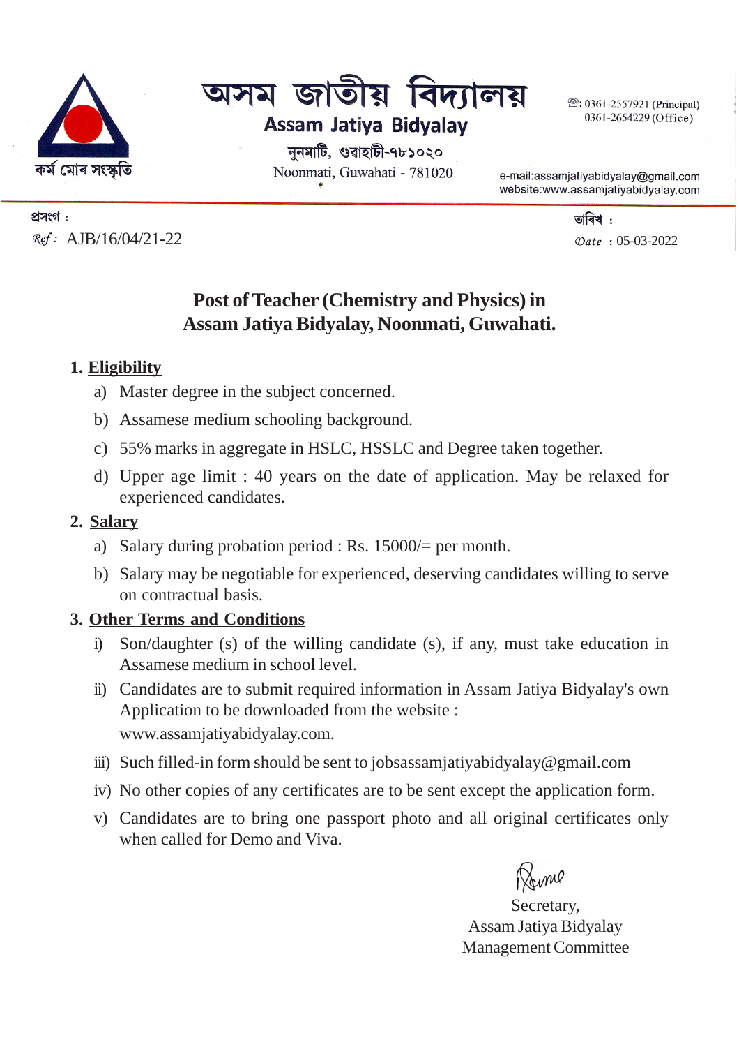অসম জাতীয় বিদ্যালয়

**Assam Jatiya Bidyalay**

নুনমাটি, গুৱাহাটী-৭৮১০২০

Noonmati, Guwahati - 781020

কৰ্ম মোৰ সংস্কৃতি

☏: 0361-2557921 (Principal)
0361-2654229 (Office)

e-mail:assamjatiyabidyalay@gmail.com
website:www.assamjatiyabidyalay.com

প্ৰসংগ :
*Ref :* AJB/16/04/21-22

তাৰিখ :
*Date* : 05-03-2022

## Post of Teacher (Chemistry and Physics) in Assam Jatiya Bidyalay, Noonmati, Guwahati.

### 1. Eligibility

a) Master degree in the subject concerned.

b) Assamese medium schooling background.

c) 55% marks in aggregate in HSLC, HSSLC and Degree taken together.

d) Upper age limit : 40 years on the date of application. May be relaxed for experienced candidates.

### 2. Salary

a) Salary during probation period : Rs. 15000/= per month.

b) Salary may be negotiable for experienced, deserving candidates willing to serve on contractual basis.

### 3. Other Terms and Conditions

i) Son/daughter (s) of the willing candidate (s), if any, must take education in Assamese medium in school level.

ii) Candidates are to submit required information in Assam Jatiya Bidyalay's own Application to be downloaded from the website : www.assamjatiyabidyalay.com.

iii) Such filled-in form should be sent to jobsassamjatiyabidyalay@gmail.com

iv) No other copies of any certificates are to be sent except the application form.

v) Candidates are to bring one passport photo and all original certificates only when called for Demo and Viva.

Secretary,
Assam Jatiya Bidyalay
Management Committee